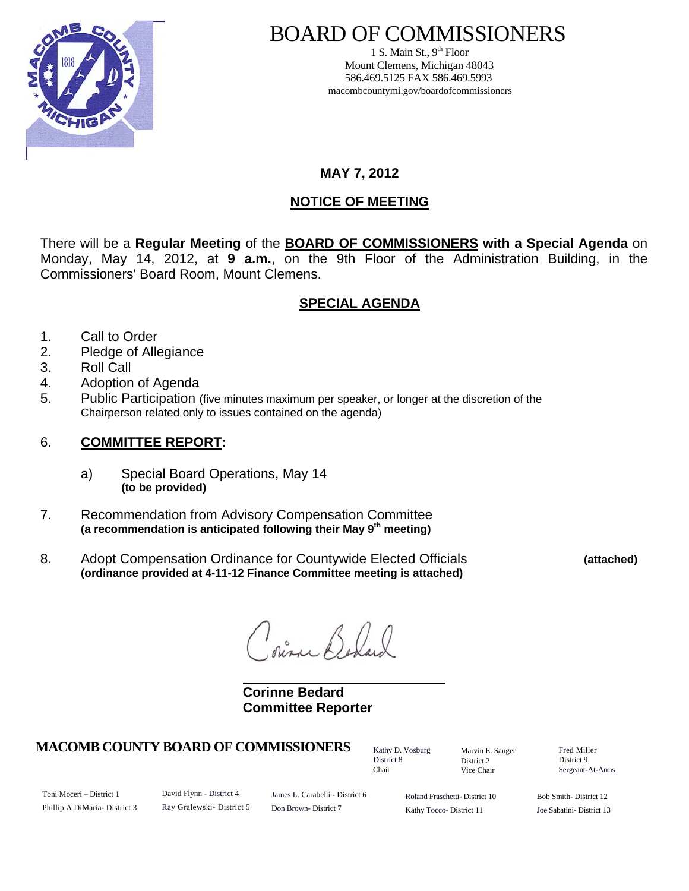# BOARD OF COMMISSIONERS

1 S. Main St., 9th Floor
Mount Clemens, Michigan 48043
586.469.5125 FAX 586.469.5993
macombcountymi.gov/boardofcommissioners

**MAY 7, 2012**

## NOTICE OF MEETING

There will be a **Regular Meeting** of the **BOARD OF COMMISSIONERS with a Special Agenda** on Monday, May 14, 2012, at **9 a.m.**, on the 9th Floor of the Administration Building, in the Commissioners' Board Room, Mount Clemens.

## SPECIAL AGENDA

1. Call to Order
2. Pledge of Allegiance
3. Roll Call
4. Adoption of Agenda
5. Public Participation (five minutes maximum per speaker, or longer at the discretion of the Chairperson related only to issues contained on the agenda)
6. **COMMITTEE REPORT:**
   - a) Special Board Operations, May 14
     **(to be provided)**
7. Recommendation from Advisory Compensation Committee
   **(a recommendation is anticipated following their May 9th meeting)**
8. Adopt Compensation Ordinance for Countywide Elected Officials **(attached)**
   **(ordinance provided at 4-11-12 Finance Committee meeting is attached)**

Corinne Bedard

**Corinne Bedard**
**Committee Reporter**

**MACOMB COUNTY BOARD OF COMMISSIONERS**

Kathy D. Vosburg, District 8, Chair
Marvin E. Sauger, District 2, Vice Chair
Fred Miller, District 9, Sergeant-At-Arms

Toni Moceri – District 1
Phillip A DiMaria- District 3
David Flynn - District 4
Ray Gralewski- District 5
James L. Carabelli - District 6
Don Brown- District 7
Roland Fraschetti- District 10
Kathy Tocco- District 11
Bob Smith- District 12
Joe Sabatini- District 13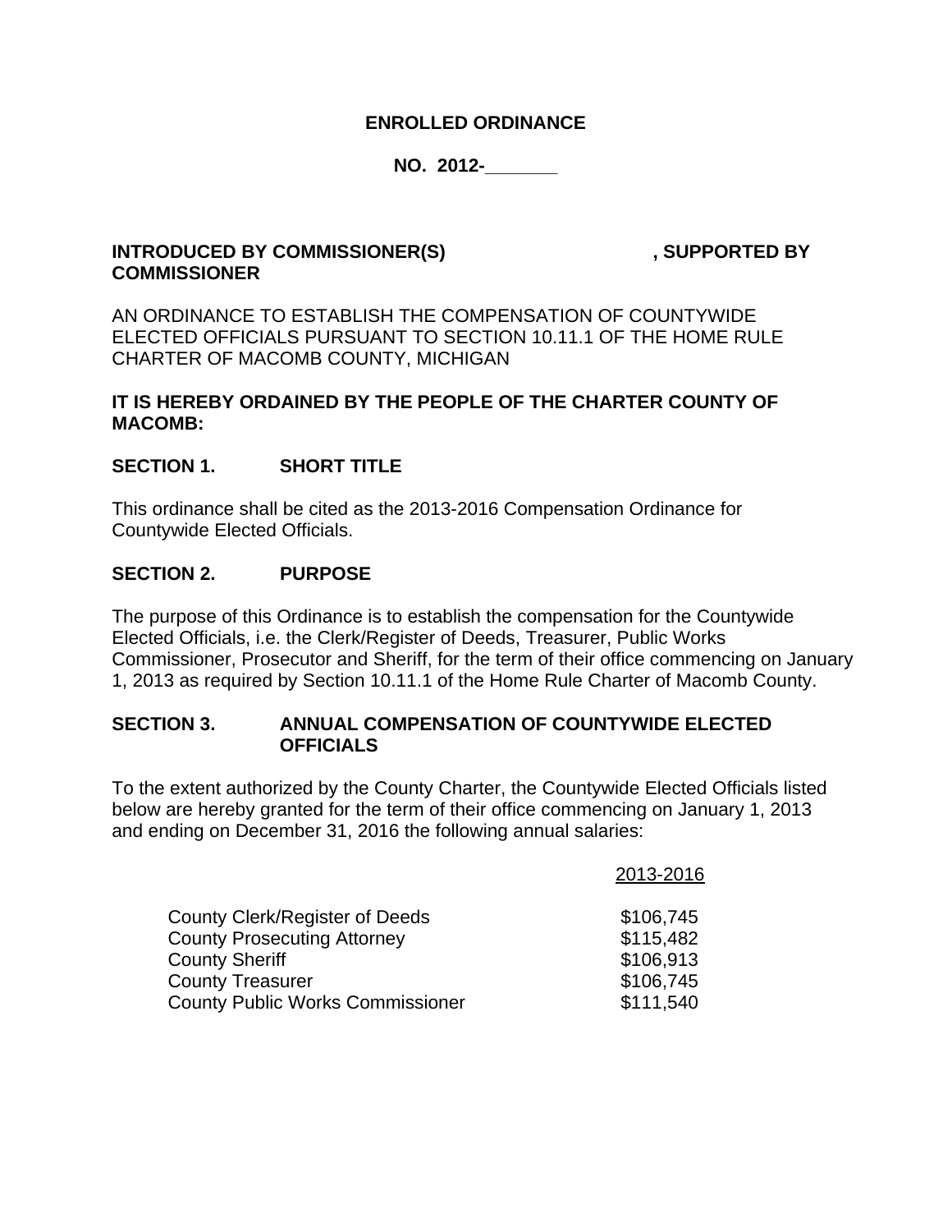**ENROLLED ORDINANCE**

**NO. 2012-_______**

**INTRODUCED BY COMMISSIONER(S) , SUPPORTED BY COMMISSIONER**

AN ORDINANCE TO ESTABLISH THE COMPENSATION OF COUNTYWIDE ELECTED OFFICIALS PURSUANT TO SECTION 10.11.1 OF THE HOME RULE CHARTER OF MACOMB COUNTY, MICHIGAN

**IT IS HEREBY ORDAINED BY THE PEOPLE OF THE CHARTER COUNTY OF MACOMB:**

## SECTION 1. SHORT TITLE

This ordinance shall be cited as the 2013-2016 Compensation Ordinance for Countywide Elected Officials.

## SECTION 2. PURPOSE

The purpose of this Ordinance is to establish the compensation for the Countywide Elected Officials, i.e. the Clerk/Register of Deeds, Treasurer, Public Works Commissioner, Prosecutor and Sheriff, for the term of their office commencing on January 1, 2013 as required by Section 10.11.1 of the Home Rule Charter of Macomb County.

## SECTION 3. ANNUAL COMPENSATION OF COUNTYWIDE ELECTED OFFICIALS

To the extent authorized by the County Charter, the Countywide Elected Officials listed below are hereby granted for the term of their office commencing on January 1, 2013 and ending on December 31, 2016 the following annual salaries:

| | 2013-2016 |
|---|---|
| County Clerk/Register of Deeds | \$106,745 |
| County Prosecuting Attorney | \$115,482 |
| County Sheriff | \$106,913 |
| County Treasurer | \$106,745 |
| County Public Works Commissioner | \$111,540 |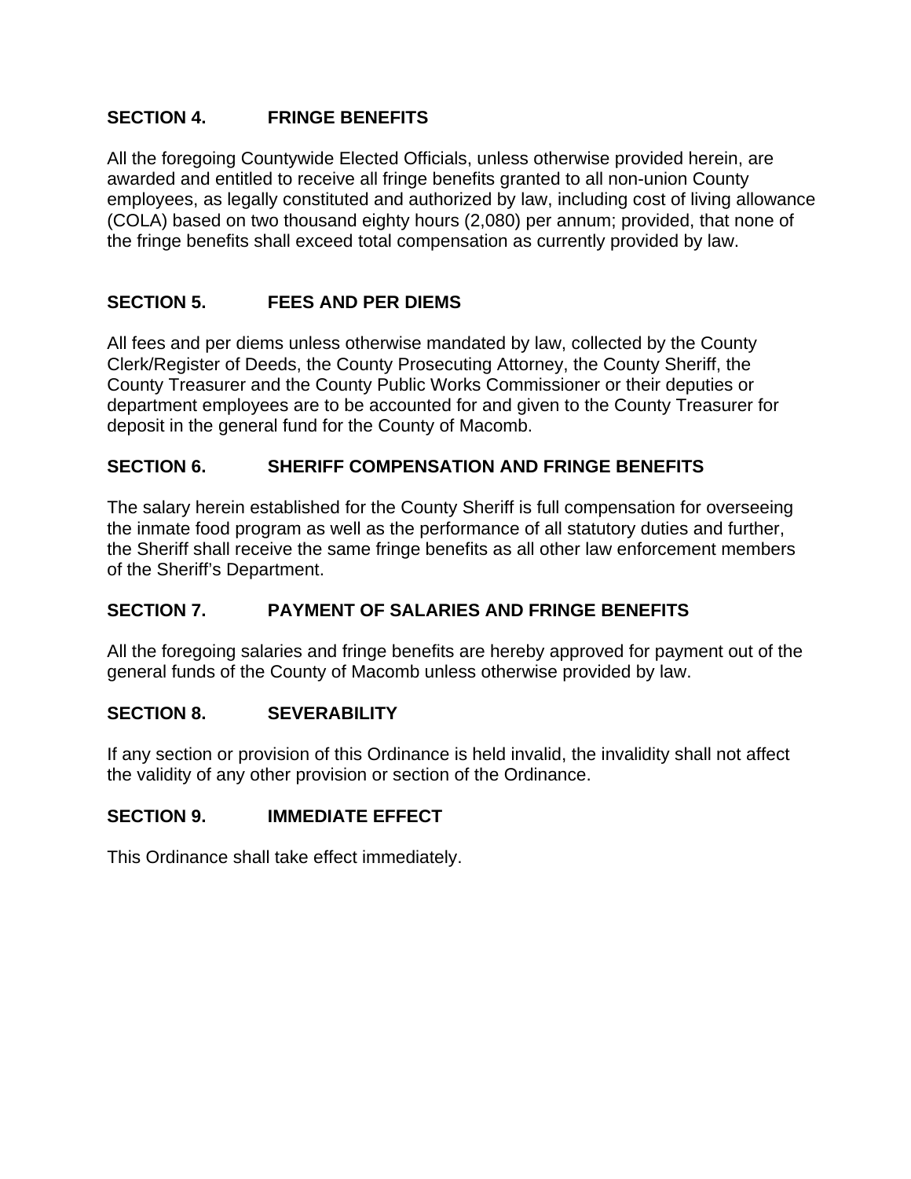## SECTION 4. FRINGE BENEFITS

All the foregoing Countywide Elected Officials, unless otherwise provided herein, are awarded and entitled to receive all fringe benefits granted to all non-union County employees, as legally constituted and authorized by law, including cost of living allowance (COLA) based on two thousand eighty hours (2,080) per annum; provided, that none of the fringe benefits shall exceed total compensation as currently provided by law.

## SECTION 5. FEES AND PER DIEMS

All fees and per diems unless otherwise mandated by law, collected by the County Clerk/Register of Deeds, the County Prosecuting Attorney, the County Sheriff, the County Treasurer and the County Public Works Commissioner or their deputies or department employees are to be accounted for and given to the County Treasurer for deposit in the general fund for the County of Macomb.

## SECTION 6. SHERIFF COMPENSATION AND FRINGE BENEFITS

The salary herein established for the County Sheriff is full compensation for overseeing the inmate food program as well as the performance of all statutory duties and further, the Sheriff shall receive the same fringe benefits as all other law enforcement members of the Sheriff's Department.

## SECTION 7. PAYMENT OF SALARIES AND FRINGE BENEFITS

All the foregoing salaries and fringe benefits are hereby approved for payment out of the general funds of the County of Macomb unless otherwise provided by law.

## SECTION 8. SEVERABILITY

If any section or provision of this Ordinance is held invalid, the invalidity shall not affect the validity of any other provision or section of the Ordinance.

## SECTION 9. IMMEDIATE EFFECT

This Ordinance shall take effect immediately.